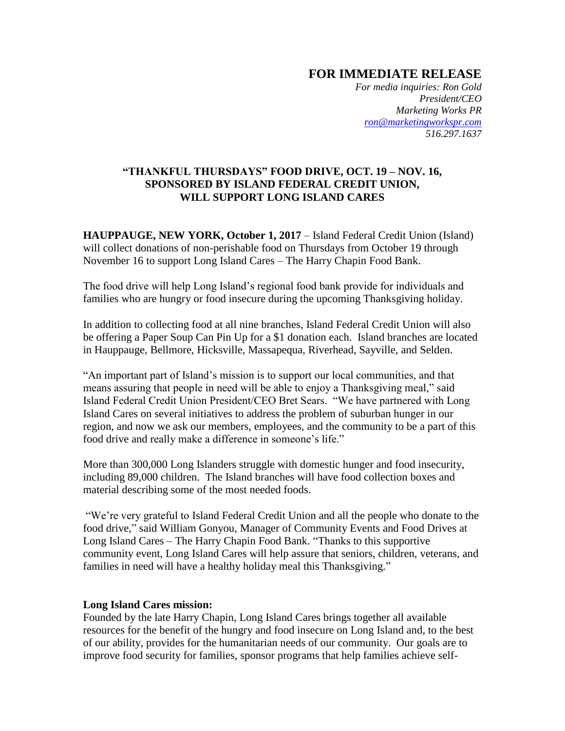# FOR IMMEDIATE RELEASE

*For media inquiries: Ron Gold*
*President/CEO*
*Marketing Works PR*
*ron@marketingworkspr.com*
*516.297.1637*

**"THANKFUL THURSDAYS" FOOD DRIVE, OCT. 19 – NOV. 16, SPONSORED BY ISLAND FEDERAL CREDIT UNION, WILL SUPPORT LONG ISLAND CARES**

**HAUPPAUGE, NEW YORK, October 1, 2017** – Island Federal Credit Union (Island) will collect donations of non-perishable food on Thursdays from October 19 through November 16 to support Long Island Cares – The Harry Chapin Food Bank.

The food drive will help Long Island's regional food bank provide for individuals and families who are hungry or food insecure during the upcoming Thanksgiving holiday.

In addition to collecting food at all nine branches, Island Federal Credit Union will also be offering a Paper Soup Can Pin Up for a $1 donation each. Island branches are located in Hauppauge, Bellmore, Hicksville, Massapequa, Riverhead, Sayville, and Selden.

"An important part of Island's mission is to support our local communities, and that means assuring that people in need will be able to enjoy a Thanksgiving meal," said Island Federal Credit Union President/CEO Bret Sears. "We have partnered with Long Island Cares on several initiatives to address the problem of suburban hunger in our region, and now we ask our members, employees, and the community to be a part of this food drive and really make a difference in someone's life."

More than 300,000 Long Islanders struggle with domestic hunger and food insecurity, including 89,000 children. The Island branches will have food collection boxes and material describing some of the most needed foods.

"We're very grateful to Island Federal Credit Union and all the people who donate to the food drive," said William Gonyou, Manager of Community Events and Food Drives at Long Island Cares – The Harry Chapin Food Bank. "Thanks to this supportive community event, Long Island Cares will help assure that seniors, children, veterans, and families in need will have a healthy holiday meal this Thanksgiving."

**Long Island Cares mission:**
Founded by the late Harry Chapin, Long Island Cares brings together all available resources for the benefit of the hungry and food insecure on Long Island and, to the best of our ability, provides for the humanitarian needs of our community. Our goals are to improve food security for families, sponsor programs that help families achieve self-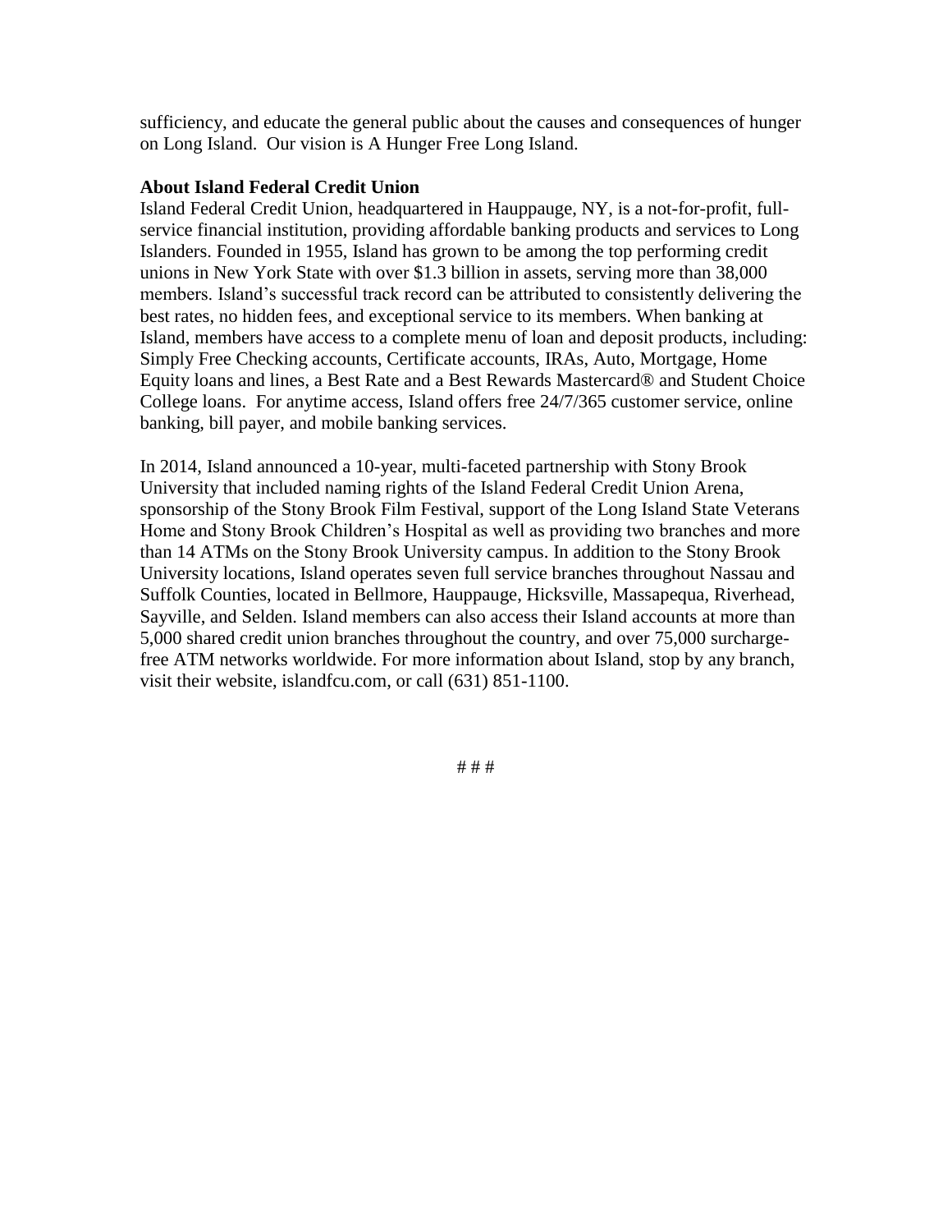sufficiency, and educate the general public about the causes and consequences of hunger on Long Island. Our vision is A Hunger Free Long Island.

**About Island Federal Credit Union**

Island Federal Credit Union, headquartered in Hauppauge, NY, is a not-for-profit, full-service financial institution, providing affordable banking products and services to Long Islanders. Founded in 1955, Island has grown to be among the top performing credit unions in New York State with over $1.3 billion in assets, serving more than 38,000 members. Island's successful track record can be attributed to consistently delivering the best rates, no hidden fees, and exceptional service to its members. When banking at Island, members have access to a complete menu of loan and deposit products, including: Simply Free Checking accounts, Certificate accounts, IRAs, Auto, Mortgage, Home Equity loans and lines, a Best Rate and a Best Rewards Mastercard® and Student Choice College loans. For anytime access, Island offers free 24/7/365 customer service, online banking, bill payer, and mobile banking services.

In 2014, Island announced a 10-year, multi-faceted partnership with Stony Brook University that included naming rights of the Island Federal Credit Union Arena, sponsorship of the Stony Brook Film Festival, support of the Long Island State Veterans Home and Stony Brook Children's Hospital as well as providing two branches and more than 14 ATMs on the Stony Brook University campus. In addition to the Stony Brook University locations, Island operates seven full service branches throughout Nassau and Suffolk Counties, located in Bellmore, Hauppauge, Hicksville, Massapequa, Riverhead, Sayville, and Selden. Island members can also access their Island accounts at more than 5,000 shared credit union branches throughout the country, and over 75,000 surcharge-free ATM networks worldwide. For more information about Island, stop by any branch, visit their website, islandfcu.com, or call (631) 851-1100.

# # #